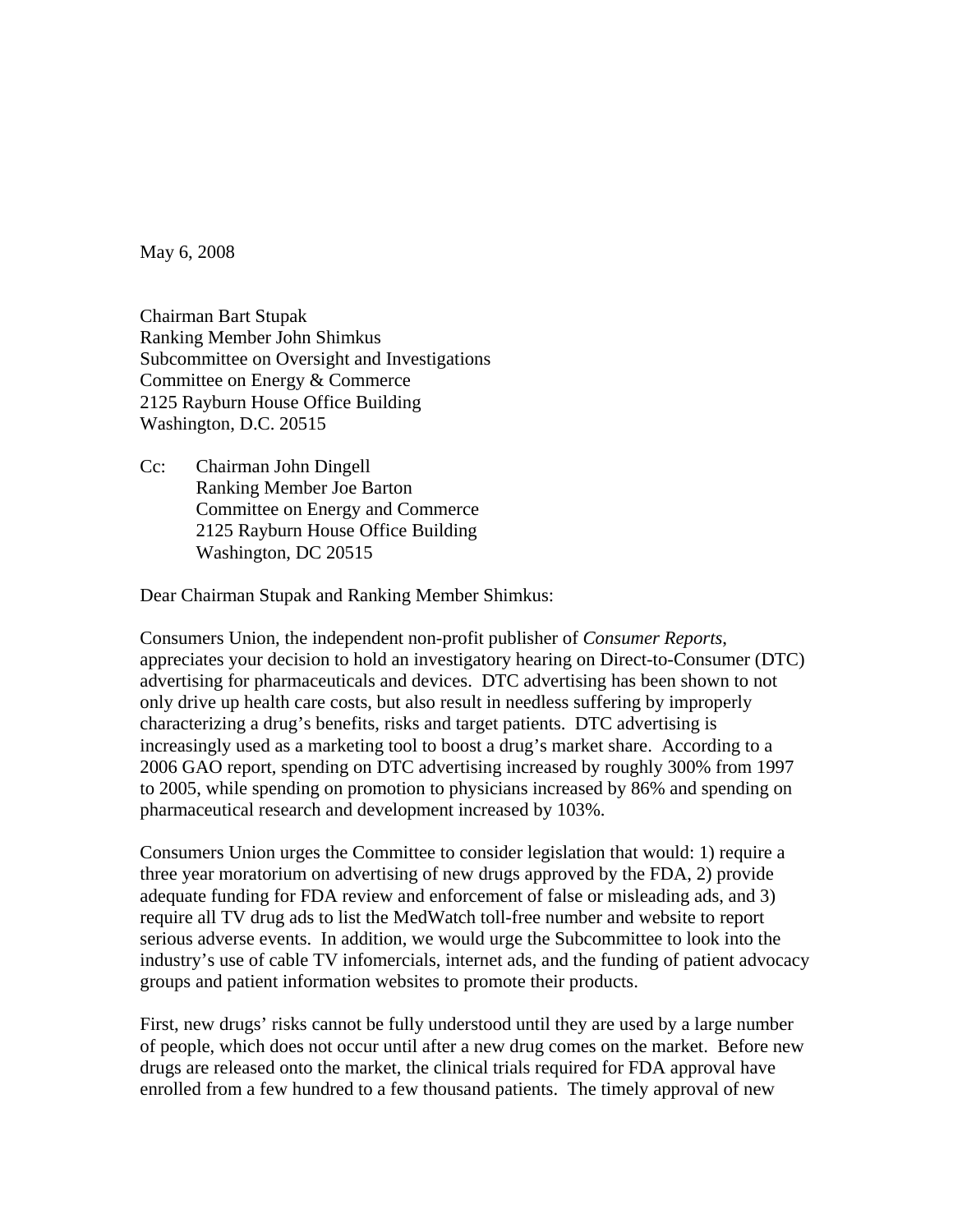May 6, 2008

Chairman Bart Stupak  
Ranking Member John Shimkus  
Subcommittee on Oversight and Investigations  
Committee on Energy & Commerce  
2125 Rayburn House Office Building  
Washington, D.C. 20515

Cc: Chairman John Dingell  
Ranking Member Joe Barton  
Committee on Energy and Commerce  
2125 Rayburn House Office Building  
Washington, DC 20515

Dear Chairman Stupak and Ranking Member Shimkus:

Consumers Union, the independent non-profit publisher of *Consumer Reports*, appreciates your decision to hold an investigatory hearing on Direct-to-Consumer (DTC) advertising for pharmaceuticals and devices. DTC advertising has been shown to not only drive up health care costs, but also result in needless suffering by improperly characterizing a drug's benefits, risks and target patients. DTC advertising is increasingly used as a marketing tool to boost a drug's market share. According to a 2006 GAO report, spending on DTC advertising increased by roughly 300% from 1997 to 2005, while spending on promotion to physicians increased by 86% and spending on pharmaceutical research and development increased by 103%.

Consumers Union urges the Committee to consider legislation that would: 1) require a three year moratorium on advertising of new drugs approved by the FDA, 2) provide adequate funding for FDA review and enforcement of false or misleading ads, and 3) require all TV drug ads to list the MedWatch toll-free number and website to report serious adverse events. In addition, we would urge the Subcommittee to look into the industry's use of cable TV infomercials, internet ads, and the funding of patient advocacy groups and patient information websites to promote their products.

First, new drugs' risks cannot be fully understood until they are used by a large number of people, which does not occur until after a new drug comes on the market. Before new drugs are released onto the market, the clinical trials required for FDA approval have enrolled from a few hundred to a few thousand patients. The timely approval of new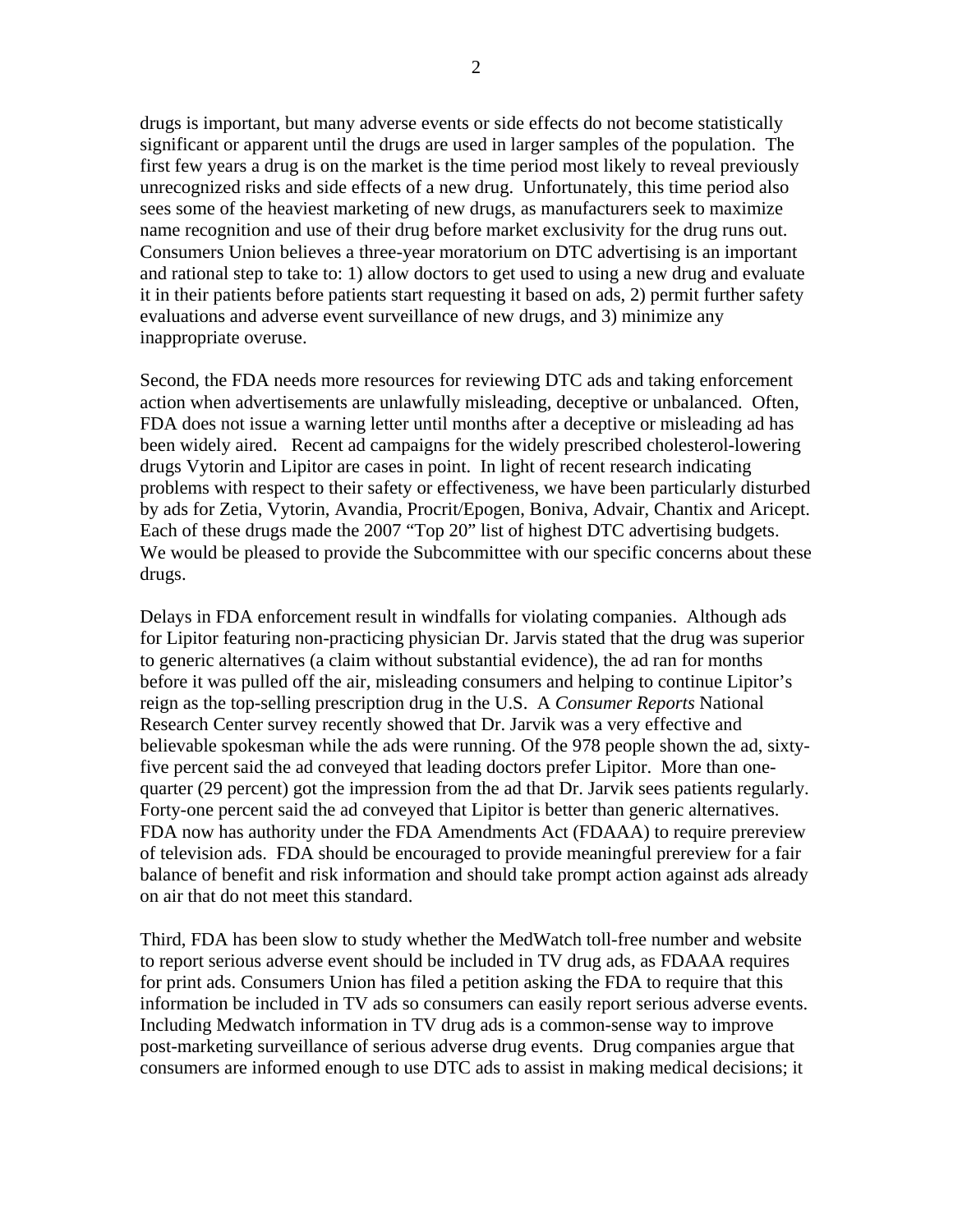drugs is important, but many adverse events or side effects do not become statistically significant or apparent until the drugs are used in larger samples of the population. The first few years a drug is on the market is the time period most likely to reveal previously unrecognized risks and side effects of a new drug. Unfortunately, this time period also sees some of the heaviest marketing of new drugs, as manufacturers seek to maximize name recognition and use of their drug before market exclusivity for the drug runs out. Consumers Union believes a three-year moratorium on DTC advertising is an important and rational step to take to: 1) allow doctors to get used to using a new drug and evaluate it in their patients before patients start requesting it based on ads, 2) permit further safety evaluations and adverse event surveillance of new drugs, and 3) minimize any inappropriate overuse.

Second, the FDA needs more resources for reviewing DTC ads and taking enforcement action when advertisements are unlawfully misleading, deceptive or unbalanced. Often, FDA does not issue a warning letter until months after a deceptive or misleading ad has been widely aired. Recent ad campaigns for the widely prescribed cholesterol-lowering drugs Vytorin and Lipitor are cases in point. In light of recent research indicating problems with respect to their safety or effectiveness, we have been particularly disturbed by ads for Zetia, Vytorin, Avandia, Procrit/Epogen, Boniva, Advair, Chantix and Aricept. Each of these drugs made the 2007 "Top 20" list of highest DTC advertising budgets. We would be pleased to provide the Subcommittee with our specific concerns about these drugs.

Delays in FDA enforcement result in windfalls for violating companies. Although ads for Lipitor featuring non-practicing physician Dr. Jarvis stated that the drug was superior to generic alternatives (a claim without substantial evidence), the ad ran for months before it was pulled off the air, misleading consumers and helping to continue Lipitor's reign as the top-selling prescription drug in the U.S. A *Consumer Reports* National Research Center survey recently showed that Dr. Jarvik was a very effective and believable spokesman while the ads were running. Of the 978 people shown the ad, sixty-five percent said the ad conveyed that leading doctors prefer Lipitor. More than one-quarter (29 percent) got the impression from the ad that Dr. Jarvik sees patients regularly. Forty-one percent said the ad conveyed that Lipitor is better than generic alternatives. FDA now has authority under the FDA Amendments Act (FDAAA) to require prereview of television ads. FDA should be encouraged to provide meaningful prereview for a fair balance of benefit and risk information and should take prompt action against ads already on air that do not meet this standard.

Third, FDA has been slow to study whether the MedWatch toll-free number and website to report serious adverse event should be included in TV drug ads, as FDAAA requires for print ads. Consumers Union has filed a petition asking the FDA to require that this information be included in TV ads so consumers can easily report serious adverse events. Including Medwatch information in TV drug ads is a common-sense way to improve post-marketing surveillance of serious adverse drug events. Drug companies argue that consumers are informed enough to use DTC ads to assist in making medical decisions; it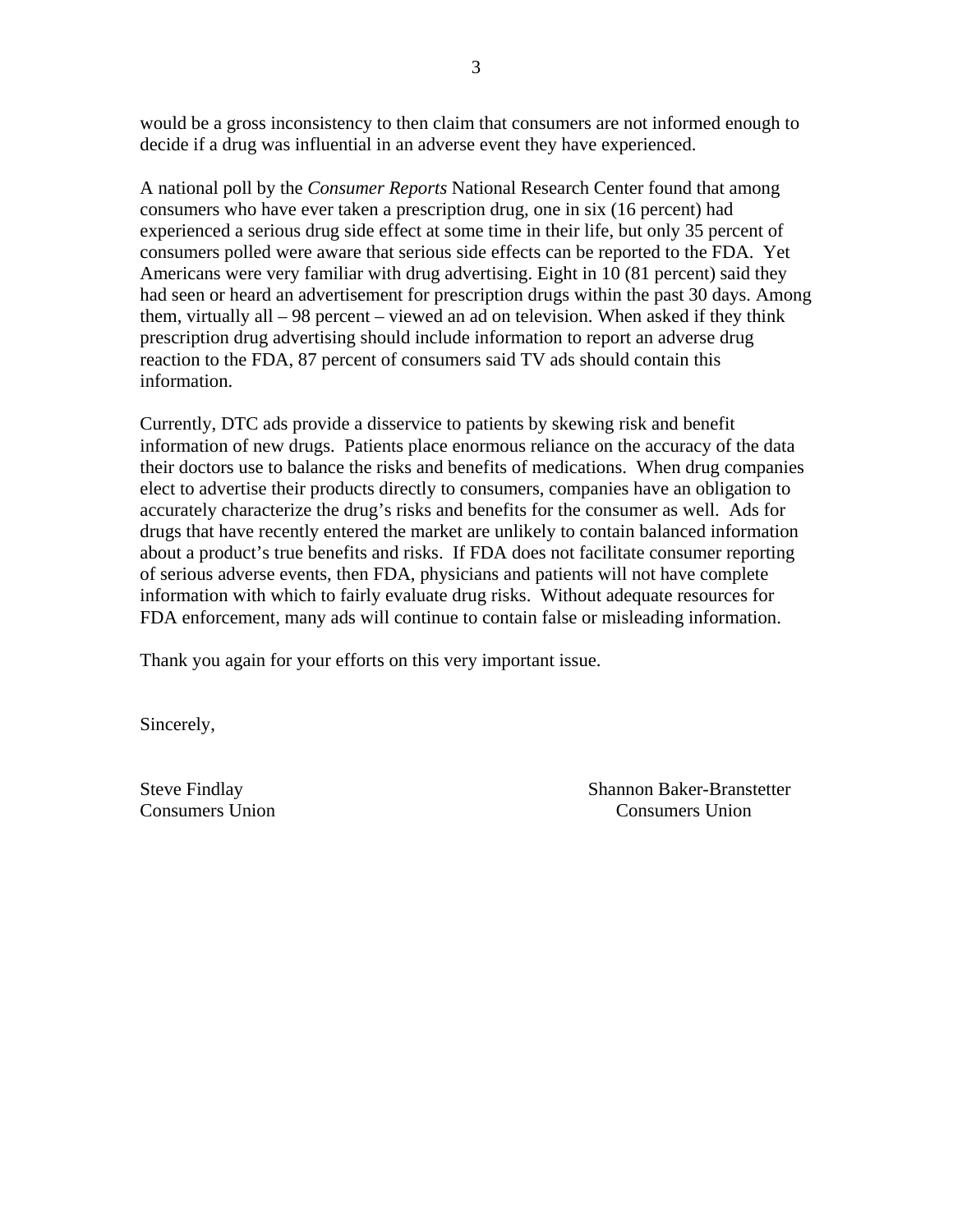would be a gross inconsistency to then claim that consumers are not informed enough to decide if a drug was influential in an adverse event they have experienced.

A national poll by the *Consumer Reports* National Research Center found that among consumers who have ever taken a prescription drug, one in six (16 percent) had experienced a serious drug side effect at some time in their life, but only 35 percent of consumers polled were aware that serious side effects can be reported to the FDA. Yet Americans were very familiar with drug advertising. Eight in 10 (81 percent) said they had seen or heard an advertisement for prescription drugs within the past 30 days. Among them, virtually all – 98 percent – viewed an ad on television. When asked if they think prescription drug advertising should include information to report an adverse drug reaction to the FDA, 87 percent of consumers said TV ads should contain this information.

Currently, DTC ads provide a disservice to patients by skewing risk and benefit information of new drugs. Patients place enormous reliance on the accuracy of the data their doctors use to balance the risks and benefits of medications. When drug companies elect to advertise their products directly to consumers, companies have an obligation to accurately characterize the drug's risks and benefits for the consumer as well. Ads for drugs that have recently entered the market are unlikely to contain balanced information about a product's true benefits and risks. If FDA does not facilitate consumer reporting of serious adverse events, then FDA, physicians and patients will not have complete information with which to fairly evaluate drug risks. Without adequate resources for FDA enforcement, many ads will continue to contain false or misleading information.

Thank you again for your efforts on this very important issue.

Sincerely,

Steve Findlay
Consumers Union

Shannon Baker-Branstetter
Consumers Union